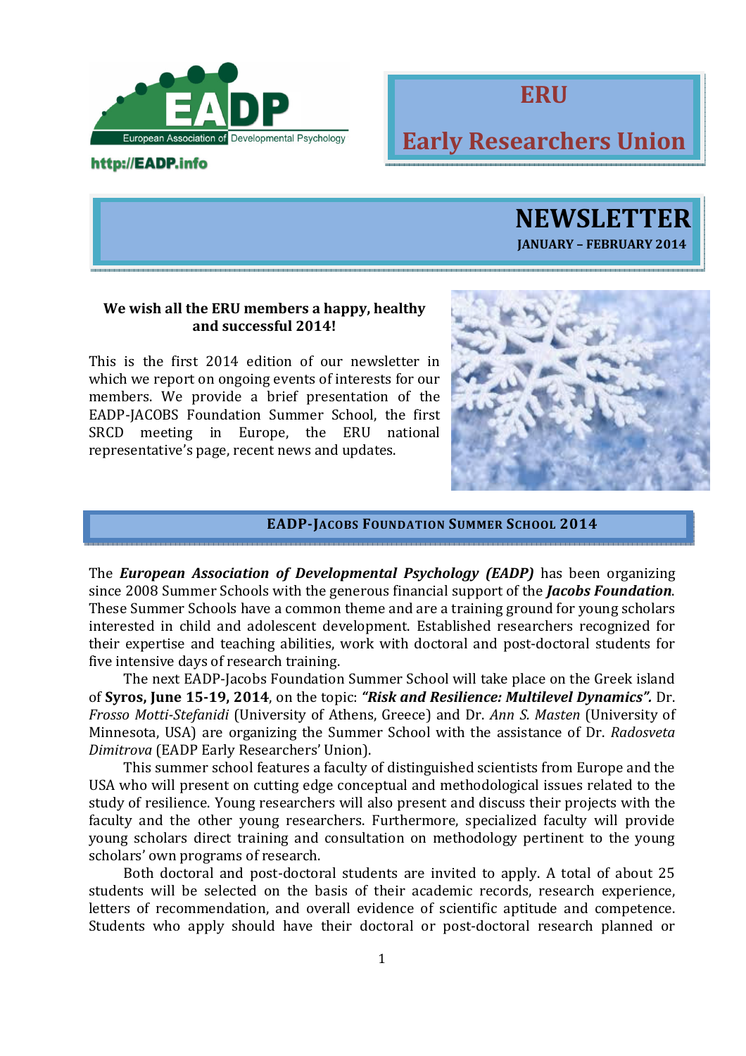European Association of Developmental Psychology

http://EADP.info

# ERU

# Early Researchers Union

# NEWSLETTER

**JANUARY – FEBRUARY 2014**

**We wish all the ERU members a happy, healthy and successful 2014!**

This is the first 2014 edition of our newsletter in which we report on ongoing events of interests for our members. We provide a brief presentation of the EADP-JACOBS Foundation Summer School, the first SRCD meeting in Europe, the ERU national representative's page, recent news and updates.

## EADP-JACOBS FOUNDATION SUMMER SCHOOL 2014

The ***European Association of Developmental Psychology (EADP)*** has been organizing since 2008 Summer Schools with the generous financial support of the ***Jacobs Foundation***. These Summer Schools have a common theme and are a training ground for young scholars interested in child and adolescent development. Established researchers recognized for their expertise and teaching abilities, work with doctoral and post-doctoral students for five intensive days of research training.

The next EADP-Jacobs Foundation Summer School will take place on the Greek island of **Syros, June 15-19, 2014**, on the topic: ***"Risk and Resilience: Multilevel Dynamics".*** Dr. *Frosso Motti-Stefanidi* (University of Athens, Greece) and Dr. *Ann S. Masten* (University of Minnesota, USA) are organizing the Summer School with the assistance of Dr. *Radosveta Dimitrova* (EADP Early Researchers' Union).

This summer school features a faculty of distinguished scientists from Europe and the USA who will present on cutting edge conceptual and methodological issues related to the study of resilience. Young researchers will also present and discuss their projects with the faculty and the other young researchers. Furthermore, specialized faculty will provide young scholars direct training and consultation on methodology pertinent to the young scholars' own programs of research.

Both doctoral and post-doctoral students are invited to apply. A total of about 25 students will be selected on the basis of their academic records, research experience, letters of recommendation, and overall evidence of scientific aptitude and competence. Students who apply should have their doctoral or post-doctoral research planned or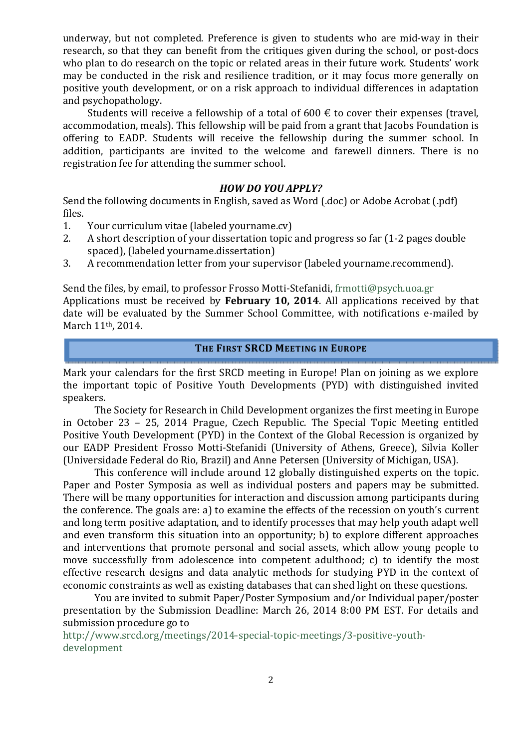underway, but not completed. Preference is given to students who are mid-way in their research, so that they can benefit from the critiques given during the school, or post-docs who plan to do research on the topic or related areas in their future work. Students' work may be conducted in the risk and resilience tradition, or it may focus more generally on positive youth development, or on a risk approach to individual differences in adaptation and psychopathology.

Students will receive a fellowship of a total of 600 € to cover their expenses (travel, accommodation, meals). This fellowship will be paid from a grant that Jacobs Foundation is offering to EADP. Students will receive the fellowship during the summer school. In addition, participants are invited to the welcome and farewell dinners. There is no registration fee for attending the summer school.

### *HOW DO YOU APPLY?*

Send the following documents in English, saved as Word (.doc) or Adobe Acrobat (.pdf) files.

1. Your curriculum vitae (labeled yourname.cv)
2. A short description of your dissertation topic and progress so far (1-2 pages double spaced), (labeled yourname.dissertation)
3. A recommendation letter from your supervisor (labeled yourname.recommend).

Send the files, by email, to professor Frosso Motti-Stefanidi, frmotti@psych.uoa.gr
Applications must be received by **February 10, 2014**. All applications received by that date will be evaluated by the Summer School Committee, with notifications e-mailed by March 11th, 2014.

## THE FIRST SRCD MEETING IN EUROPE

Mark your calendars for the first SRCD meeting in Europe! Plan on joining as we explore the important topic of Positive Youth Developments (PYD) with distinguished invited speakers.

The Society for Research in Child Development organizes the first meeting in Europe in October 23 – 25, 2014 Prague, Czech Republic. The Special Topic Meeting entitled Positive Youth Development (PYD) in the Context of the Global Recession is organized by our EADP President Frosso Motti-Stefanidi (University of Athens, Greece), Silvia Koller (Universidade Federal do Rio, Brazil) and Anne Petersen (University of Michigan, USA).

This conference will include around 12 globally distinguished experts on the topic. Paper and Poster Symposia as well as individual posters and papers may be submitted. There will be many opportunities for interaction and discussion among participants during the conference. The goals are: a) to examine the effects of the recession on youth's current and long term positive adaptation, and to identify processes that may help youth adapt well and even transform this situation into an opportunity; b) to explore different approaches and interventions that promote personal and social assets, which allow young people to move successfully from adolescence into competent adulthood; c) to identify the most effective research designs and data analytic methods for studying PYD in the context of economic constraints as well as existing databases that can shed light on these questions.

You are invited to submit Paper/Poster Symposium and/or Individual paper/poster presentation by the Submission Deadline: March 26, 2014 8:00 PM EST. For details and submission procedure go to
http://www.srcd.org/meetings/2014-special-topic-meetings/3-positive-youth-development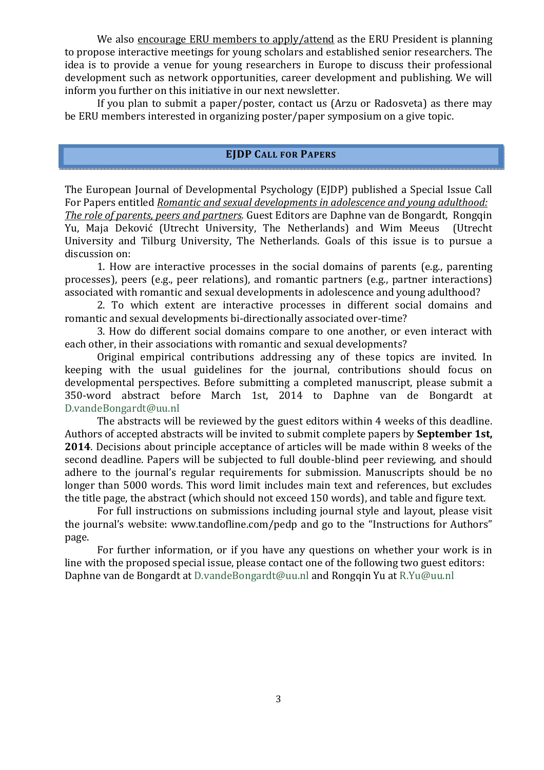We also encourage ERU members to apply/attend as the ERU President is planning to propose interactive meetings for young scholars and established senior researchers. The idea is to provide a venue for young researchers in Europe to discuss their professional development such as network opportunities, career development and publishing. We will inform you further on this initiative in our next newsletter.

If you plan to submit a paper/poster, contact us (Arzu or Radosveta) as there may be ERU members interested in organizing poster/paper symposium on a give topic.

## EJDP CALL FOR PAPERS

The European Journal of Developmental Psychology (EJDP) published a Special Issue Call For Papers entitled *Romantic and sexual developments in adolescence and young adulthood: The role of parents, peers and partners.* Guest Editors are Daphne van de Bongardt, Rongqin Yu, Maja Deković (Utrecht University, The Netherlands) and Wim Meeus (Utrecht University and Tilburg University, The Netherlands. Goals of this issue is to pursue a discussion on:

1. How are interactive processes in the social domains of parents (e.g., parenting processes), peers (e.g., peer relations), and romantic partners (e.g., partner interactions) associated with romantic and sexual developments in adolescence and young adulthood?

2. To which extent are interactive processes in different social domains and romantic and sexual developments bi-directionally associated over-time?

3. How do different social domains compare to one another, or even interact with each other, in their associations with romantic and sexual developments?

Original empirical contributions addressing any of these topics are invited. In keeping with the usual guidelines for the journal, contributions should focus on developmental perspectives. Before submitting a completed manuscript, please submit a 350-word abstract before March 1st, 2014 to Daphne van de Bongardt at D.vandeBongardt@uu.nl

The abstracts will be reviewed by the guest editors within 4 weeks of this deadline. Authors of accepted abstracts will be invited to submit complete papers by **September 1st, 2014**. Decisions about principle acceptance of articles will be made within 8 weeks of the second deadline. Papers will be subjected to full double-blind peer reviewing, and should adhere to the journal's regular requirements for submission. Manuscripts should be no longer than 5000 words. This word limit includes main text and references, but excludes the title page, the abstract (which should not exceed 150 words), and table and figure text.

For full instructions on submissions including journal style and layout, please visit the journal's website: www.tandofline.com/pedp and go to the "Instructions for Authors" page.

For further information, or if you have any questions on whether your work is in line with the proposed special issue, please contact one of the following two guest editors: Daphne van de Bongardt at D.vandeBongardt@uu.nl and Rongqin Yu at R.Yu@uu.nl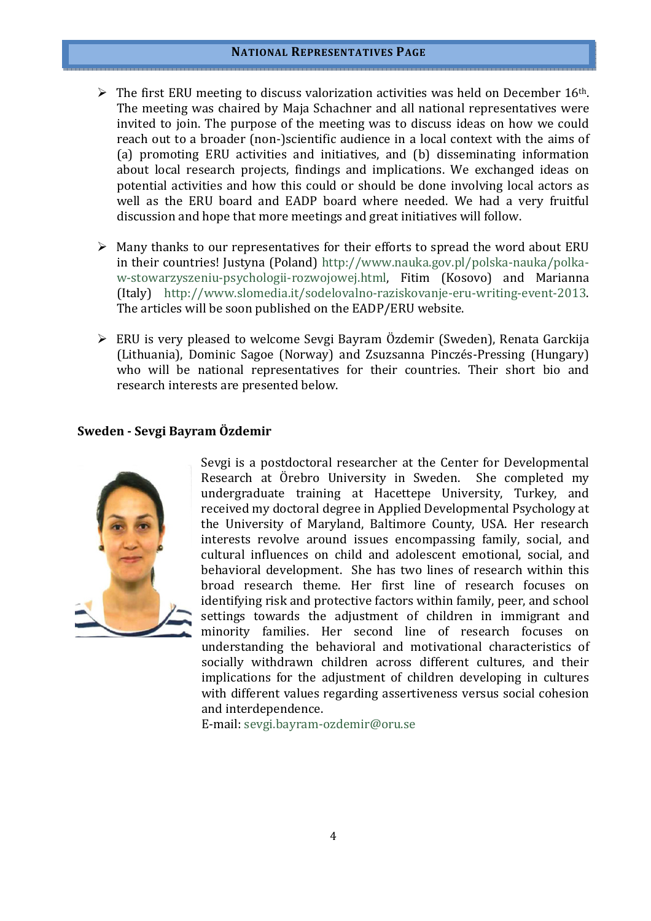## NATIONAL REPRESENTATIVES PAGE

- The first ERU meeting to discuss valorization activities was held on December 16th. The meeting was chaired by Maja Schachner and all national representatives were invited to join. The purpose of the meeting was to discuss ideas on how we could reach out to a broader (non-)scientific audience in a local context with the aims of (a) promoting ERU activities and initiatives, and (b) disseminating information about local research projects, findings and implications. We exchanged ideas on potential activities and how this could or should be done involving local actors as well as the ERU board and EADP board where needed. We had a very fruitful discussion and hope that more meetings and great initiatives will follow.

- Many thanks to our representatives for their efforts to spread the word about ERU in their countries! Justyna (Poland) http://www.nauka.gov.pl/polska-nauka/polka-w-stowarzyszeniu-psychologii-rozwojowej.html, Fitim (Kosovo) and Marianna (Italy) http://www.slomedia.it/sodelovalno-raziskovanje-eru-writing-event-2013. The articles will be soon published on the EADP/ERU website.

- ERU is very pleased to welcome Sevgi Bayram Özdemir (Sweden), Renata Garckija (Lithuania), Dominic Sagoe (Norway) and Zsuzsanna Pinczés-Pressing (Hungary) who will be national representatives for their countries. Their short bio and research interests are presented below.

### Sweden - Sevgi Bayram Özdemir

Sevgi is a postdoctoral researcher at the Center for Developmental Research at Örebro University in Sweden. She completed my undergraduate training at Hacettepe University, Turkey, and received my doctoral degree in Applied Developmental Psychology at the University of Maryland, Baltimore County, USA. Her research interests revolve around issues encompassing family, social, and cultural influences on child and adolescent emotional, social, and behavioral development. She has two lines of research within this broad research theme. Her first line of research focuses on identifying risk and protective factors within family, peer, and school settings towards the adjustment of children in immigrant and minority families. Her second line of research focuses on understanding the behavioral and motivational characteristics of socially withdrawn children across different cultures, and their implications for the adjustment of children developing in cultures with different values regarding assertiveness versus social cohesion and interdependence.
E-mail: sevgi.bayram-ozdemir@oru.se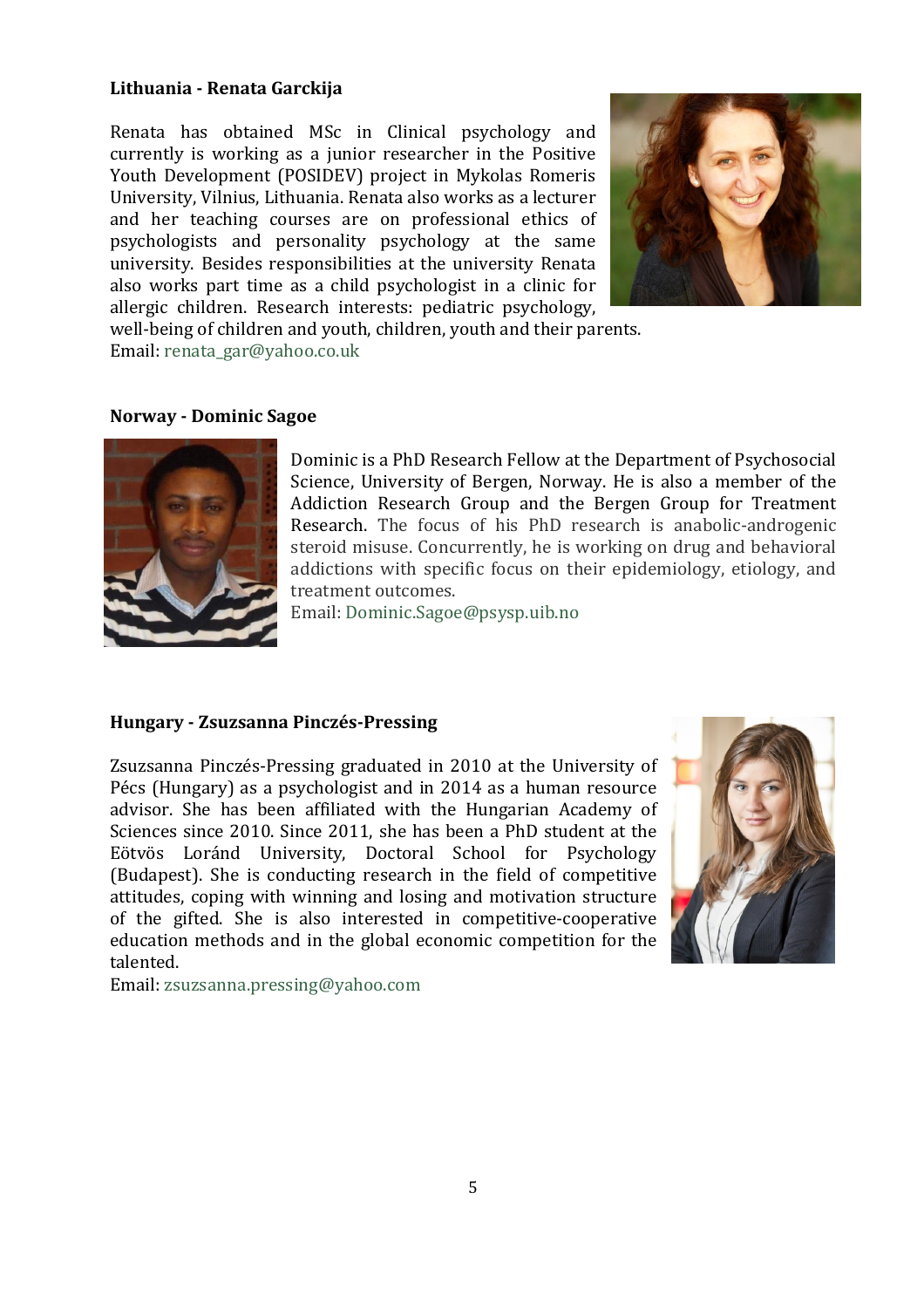**Lithuania - Renata Garckija**

Renata has obtained MSc in Clinical psychology and currently is working as a junior researcher in the Positive Youth Development (POSIDEV) project in Mykolas Romeris University, Vilnius, Lithuania. Renata also works as a lecturer and her teaching courses are on professional ethics of psychologists and personality psychology at the same university. Besides responsibilities at the university Renata also works part time as a child psychologist in a clinic for allergic children. Research interests: pediatric psychology, well-being of children and youth, children, youth and their parents.
Email: renata_gar@yahoo.co.uk

**Norway - Dominic Sagoe**

Dominic is a PhD Research Fellow at the Department of Psychosocial Science, University of Bergen, Norway. He is also a member of the Addiction Research Group and the Bergen Group for Treatment Research. The focus of his PhD research is anabolic-androgenic steroid misuse. Concurrently, he is working on drug and behavioral addictions with specific focus on their epidemiology, etiology, and treatment outcomes.
Email: Dominic.Sagoe@psysp.uib.no

**Hungary - Zsuzsanna Pinczés-Pressing**

Zsuzsanna Pinczés-Pressing graduated in 2010 at the University of Pécs (Hungary) as a psychologist and in 2014 as a human resource advisor. She has been affiliated with the Hungarian Academy of Sciences since 2010. Since 2011, she has been a PhD student at the Eötvös Loránd University, Doctoral School for Psychology (Budapest). She is conducting research in the field of competitive attitudes, coping with winning and losing and motivation structure of the gifted. She is also interested in competitive-cooperative education methods and in the global economic competition for the talented.
Email: zsuzsanna.pressing@yahoo.com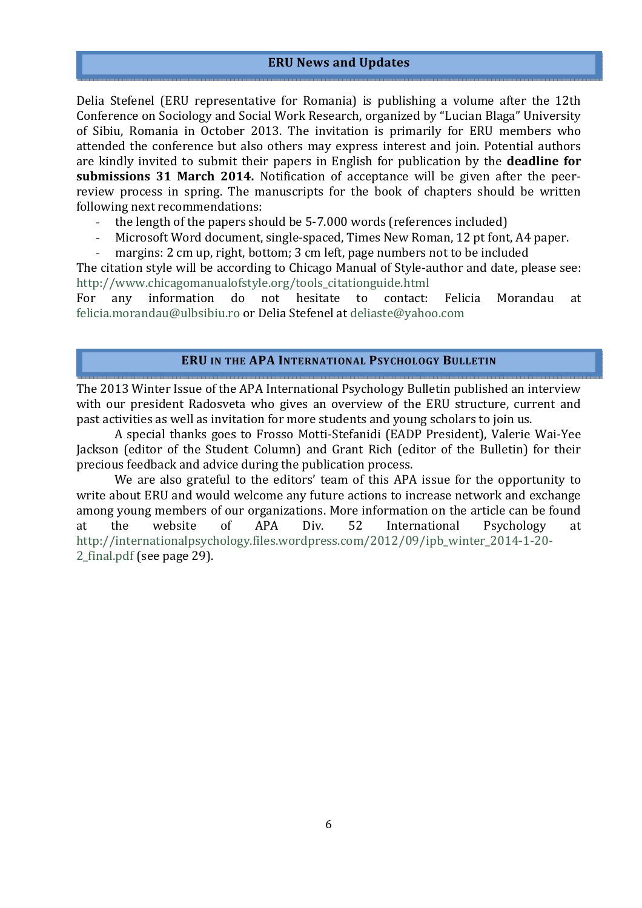## ERU News and Updates

Delia Stefenel (ERU representative for Romania) is publishing a volume after the 12th Conference on Sociology and Social Work Research, organized by "Lucian Blaga" University of Sibiu, Romania in October 2013. The invitation is primarily for ERU members who attended the conference but also others may express interest and join. Potential authors are kindly invited to submit their papers in English for publication by the **deadline for submissions 31 March 2014.** Notification of acceptance will be given after the peer-review process in spring. The manuscripts for the book of chapters should be written following next recommendations:

- the length of the papers should be 5-7.000 words (references included)
- Microsoft Word document, single-spaced, Times New Roman, 12 pt font, A4 paper.
- margins: 2 cm up, right, bottom; 3 cm left, page numbers not to be included

The citation style will be according to Chicago Manual of Style-author and date, please see: http://www.chicagomanualofstyle.org/tools_citationguide.html

For any information do not hesitate to contact: Felicia Morandau at felicia.morandau@ulbsibiu.ro or Delia Stefenel at deliaste@yahoo.com

## ERU in the APA International Psychology Bulletin

The 2013 Winter Issue of the APA International Psychology Bulletin published an interview with our president Radosveta who gives an overview of the ERU structure, current and past activities as well as invitation for more students and young scholars to join us.

A special thanks goes to Frosso Motti-Stefanidi (EADP President), Valerie Wai-Yee Jackson (editor of the Student Column) and Grant Rich (editor of the Bulletin) for their precious feedback and advice during the publication process.

We are also grateful to the editors' team of this APA issue for the opportunity to write about ERU and would welcome any future actions to increase network and exchange among young members of our organizations. More information on the article can be found at the website of APA Div. 52 International Psychology at http://internationalpsychology.files.wordpress.com/2012/09/ipb_winter_2014-1-20-2_final.pdf (see page 29).